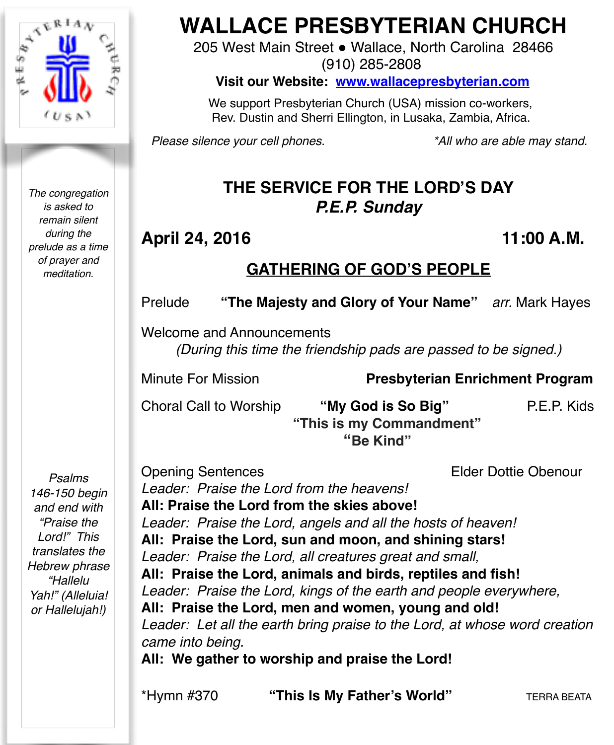# WALLACE PRESBYTERIAN CHURCH

205 West Main Street ● Wallace, North Carolina 28466
(910) 285-2808

**Visit our Website: www.wallacepresbyterian.com**

We support Presbyterian Church (USA) mission co-workers, Rev. Dustin and Sherri Ellington, in Lusaka, Zambia, Africa.

*Please silence your cell phones.* *\*All who are able may stand.*

*The congregation is asked to remain silent during the prelude as a time of prayer and meditation.*

## THE SERVICE FOR THE LORD'S DAY
### *P.E.P. Sunday*

**April 24, 2016** **11:00 A.M.**

## GATHERING OF GOD'S PEOPLE

Prelude **"The Majesty and Glory of Your Name"** *arr.* Mark Hayes

Welcome and Announcements
*(During this time the friendship pads are passed to be signed.)*

Minute For Mission **Presbyterian Enrichment Program**

Choral Call to Worship **"My God is So Big"** P.E.P. Kids
**"This is my Commandment"**
**"Be Kind"**

Opening Sentences Elder Dottie Obenour

*Psalms 146-150 begin and end with "Praise the Lord!" This translates the Hebrew phrase "Hallelu Yah!" (Alleluia! or Hallelujah!)*

*Leader: Praise the Lord from the heavens!*
**All: Praise the Lord from the skies above!**
*Leader: Praise the Lord, angels and all the hosts of heaven!*
**All: Praise the Lord, sun and moon, and shining stars!**
*Leader: Praise the Lord, all creatures great and small,*
**All: Praise the Lord, animals and birds, reptiles and fish!**
*Leader: Praise the Lord, kings of the earth and people everywhere,*
**All: Praise the Lord, men and women, young and old!**
*Leader: Let all the earth bring praise to the Lord, at whose word creation came into being.*
**All: We gather to worship and praise the Lord!**

\*Hymn #370 **"This Is My Father's World"** TERRA BEATA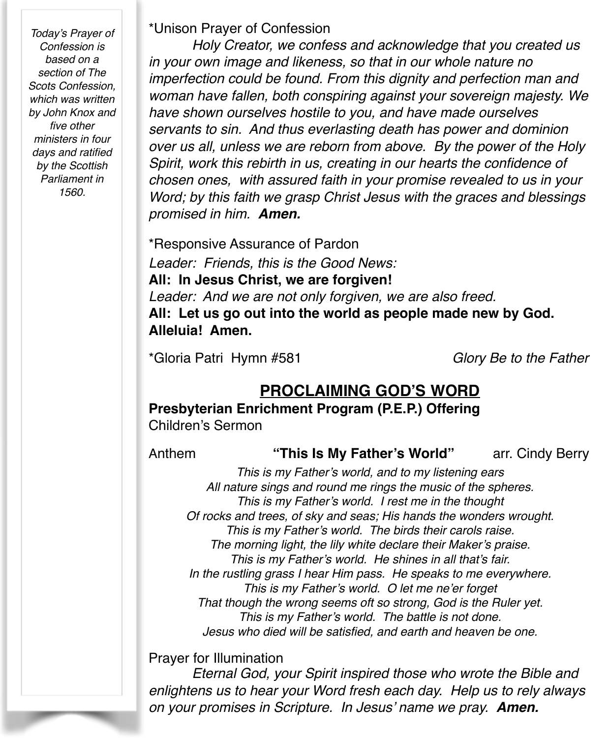*Today's Prayer of Confession is based on a section of The Scots Confession, which was written by John Knox and five other ministers in four days and ratified by the Scottish Parliament in 1560.*

*Unison Prayer of Confession

*Holy Creator, we confess and acknowledge that you created us in your own image and likeness, so that in our whole nature no imperfection could be found. From this dignity and perfection man and woman have fallen, both conspiring against your sovereign majesty. We have shown ourselves hostile to you, and have made ourselves servants to sin. And thus everlasting death has power and dominion over us all, unless we are reborn from above. By the power of the Holy Spirit, work this rebirth in us, creating in our hearts the confidence of chosen ones, with assured faith in your promise revealed to us in your Word; by this faith we grasp Christ Jesus with the graces and blessings promised in him.* ***Amen.***

*Responsive Assurance of Pardon

*Leader: Friends, this is the Good News:*
**All: In Jesus Christ, we are forgiven!**
*Leader: And we are not only forgiven, we are also freed.*
**All: Let us go out into the world as people made new by God. Alleluia! Amen.**

*Gloria Patri Hymn #581 *Glory Be to the Father*

## PROCLAIMING GOD'S WORD

**Presbyterian Enrichment Program (P.E.P.) Offering**
Children's Sermon

Anthem **"This Is My Father's World"** arr. Cindy Berry

*This is my Father's world, and to my listening ears*
*All nature sings and round me rings the music of the spheres.*
*This is my Father's world. I rest me in the thought*
*Of rocks and trees, of sky and seas; His hands the wonders wrought.*
*This is my Father's world. The birds their carols raise.*
*The morning light, the lily white declare their Maker's praise.*
*This is my Father's world. He shines in all that's fair.*
*In the rustling grass I hear Him pass. He speaks to me everywhere.*
*This is my Father's world. O let me ne'er forget*
*That though the wrong seems oft so strong, God is the Ruler yet.*
*This is my Father's world. The battle is not done.*
*Jesus who died will be satisfied, and earth and heaven be one.*

Prayer for Illumination

*Eternal God, your Spirit inspired those who wrote the Bible and enlightens us to hear your Word fresh each day. Help us to rely always on your promises in Scripture. In Jesus' name we pray.* ***Amen.***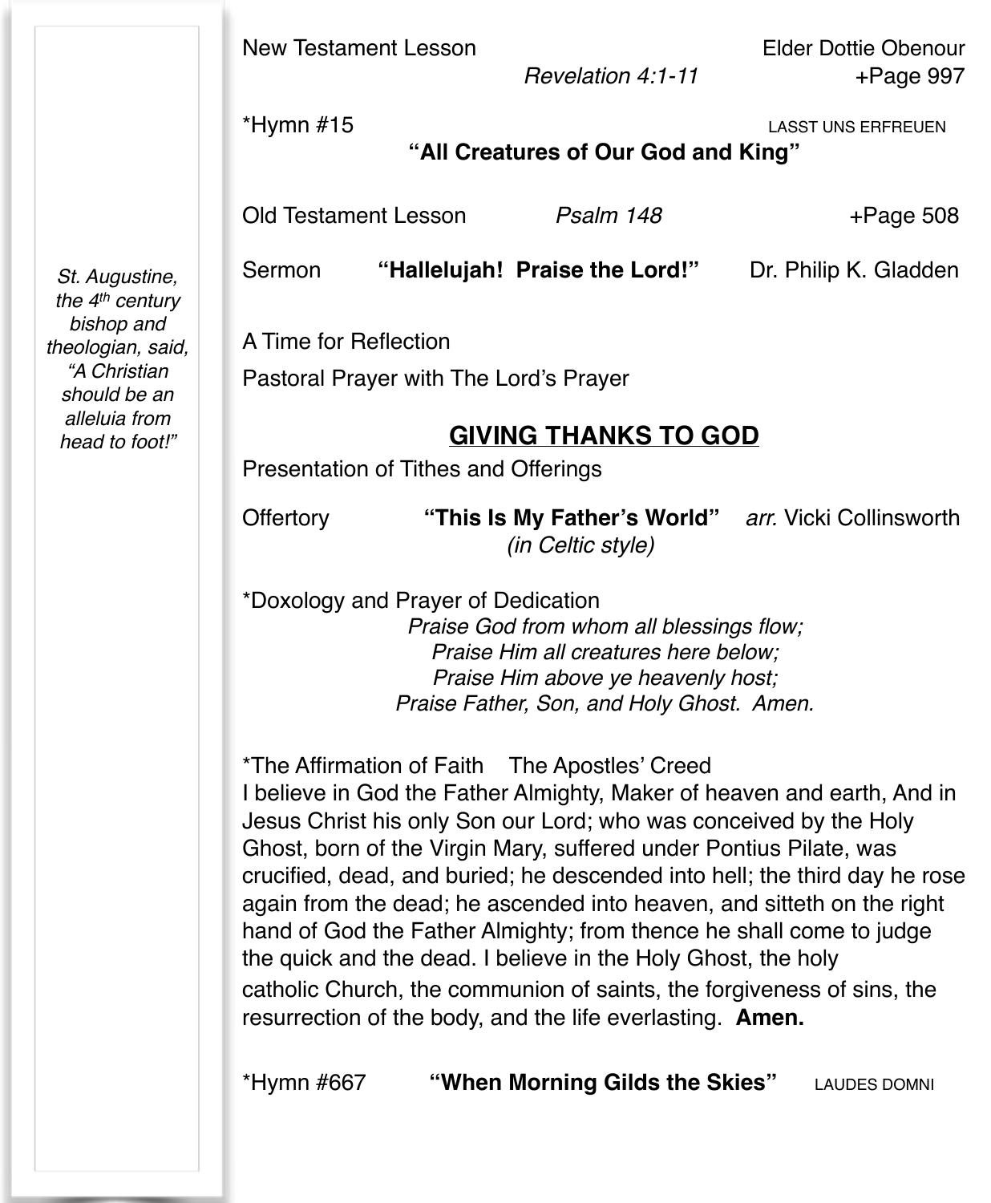*St. Augustine, the 4th century bishop and theologian, said, "A Christian should be an alleluia from head to foot!"*

New Testament Lesson Elder Dottie Obenour
*Revelation 4:1-11* +Page 997

*Hymn #15 LASST UNS ERFREUEN
**"All Creatures of Our God and King"**

Old Testament Lesson *Psalm 148* +Page 508

Sermon **"Hallelujah! Praise the Lord!"** Dr. Philip K. Gladden

A Time for Reflection

Pastoral Prayer with The Lord's Prayer

## GIVING THANKS TO GOD

Presentation of Tithes and Offerings

Offertory **"This Is My Father's World"** *arr.* Vicki Collinsworth
*(in Celtic style)*

*Doxology and Prayer of Dedication

*Praise God from whom all blessings flow;*
*Praise Him all creatures here below;*
*Praise Him above ye heavenly host;*
*Praise Father, Son, and Holy Ghost. Amen.*

*The Affirmation of Faith The Apostles' Creed
I believe in God the Father Almighty, Maker of heaven and earth, And in Jesus Christ his only Son our Lord; who was conceived by the Holy Ghost, born of the Virgin Mary, suffered under Pontius Pilate, was crucified, dead, and buried; he descended into hell; the third day he rose again from the dead; he ascended into heaven, and sitteth on the right hand of God the Father Almighty; from thence he shall come to judge the quick and the dead. I believe in the Holy Ghost, the holy catholic Church, the communion of saints, the forgiveness of sins, the resurrection of the body, and the life everlasting. **Amen.**

*Hymn #667 **"When Morning Gilds the Skies"** LAUDES DOMNI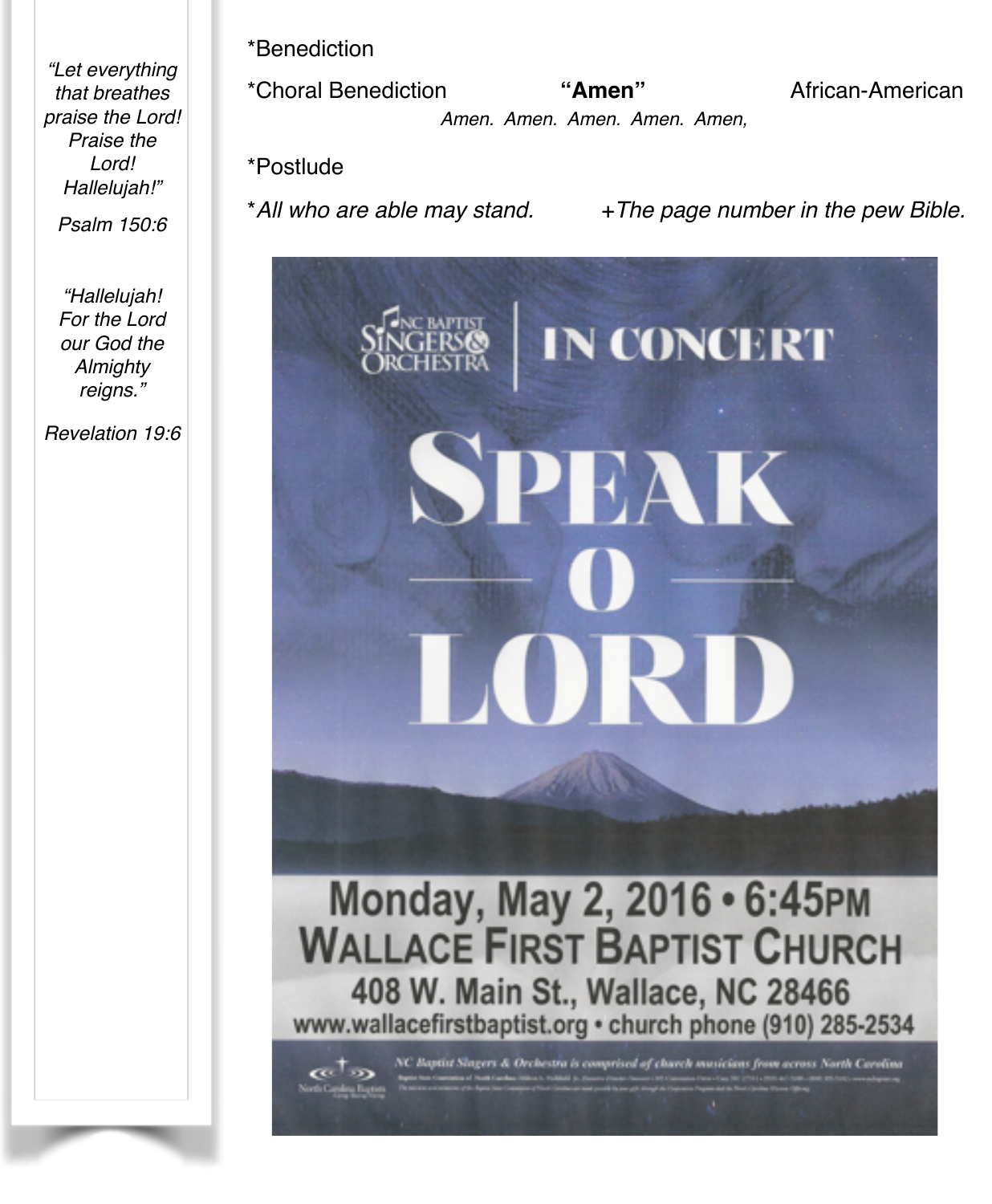*"Let everything that breathes praise the Lord! Praise the Lord! Hallelujah!"*

*Psalm 150:6*

*"Hallelujah! For the Lord our God the Almighty reigns."*

*Revelation 19:6*

*Benediction

*Choral Benediction **"Amen"** African-American

*Amen. Amen. Amen. Amen. Amen,*

*Postlude

**All who are able may stand.* *+The page number in the pew Bible.*

NC BAPTIST SINGERS & ORCHESTRA | IN CONCERT

SPEAK O LORD

Monday, May 2, 2016 • 6:45PM
WALLACE FIRST BAPTIST CHURCH
408 W. Main St., Wallace, NC 28466
www.wallacefirstbaptist.org • church phone (910) 285-2534

*NC Baptist Singers & Orchestra is comprised of church musicians from across North Carolina*

North Carolina Baptists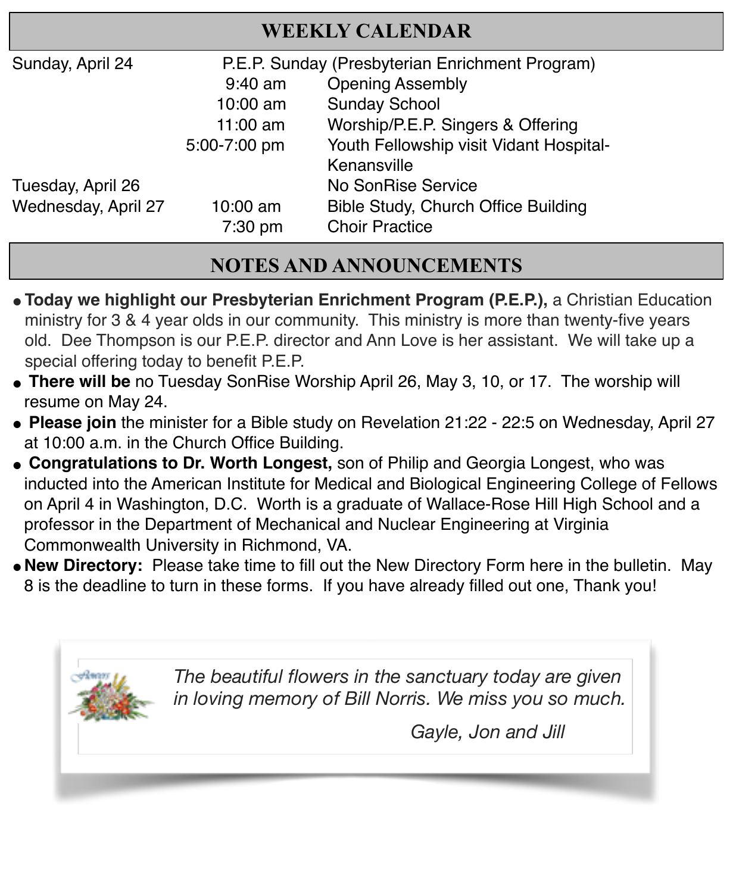## WEEKLY CALENDAR

| | | |
|---|---|---|
| Sunday, April 24 | P.E.P. Sunday (Presbyterian Enrichment Program) | |
| | 9:40 am | Opening Assembly |
| | 10:00 am | Sunday School |
| | 11:00 am | Worship/P.E.P. Singers & Offering |
| | 5:00-7:00 pm | Youth Fellowship visit Vidant Hospital-Kenansville |
| Tuesday, April 26 | | No SonRise Service |
| Wednesday, April 27 | 10:00 am | Bible Study, Church Office Building |
| | 7:30 pm | Choir Practice |

## NOTES AND ANNOUNCEMENTS

- **Today we highlight our Presbyterian Enrichment Program (P.E.P.),** a Christian Education ministry for 3 & 4 year olds in our community. This ministry is more than twenty-five years old. Dee Thompson is our P.E.P. director and Ann Love is her assistant. We will take up a special offering today to benefit P.E.P.
- **There will be** no Tuesday SonRise Worship April 26, May 3, 10, or 17. The worship will resume on May 24.
- **Please join** the minister for a Bible study on Revelation 21:22 - 22:5 on Wednesday, April 27 at 10:00 a.m. in the Church Office Building.
- **Congratulations to Dr. Worth Longest,** son of Philip and Georgia Longest, who was inducted into the American Institute for Medical and Biological Engineering College of Fellows on April 4 in Washington, D.C. Worth is a graduate of Wallace-Rose Hill High School and a professor in the Department of Mechanical and Nuclear Engineering at Virginia Commonwealth University in Richmond, VA.
- **New Directory:** Please take time to fill out the New Directory Form here in the bulletin. May 8 is the deadline to turn in these forms. If you have already filled out one, Thank you!

*The beautiful flowers in the sanctuary today are given in loving memory of Bill Norris. We miss you so much.*

*Gayle, Jon and Jill*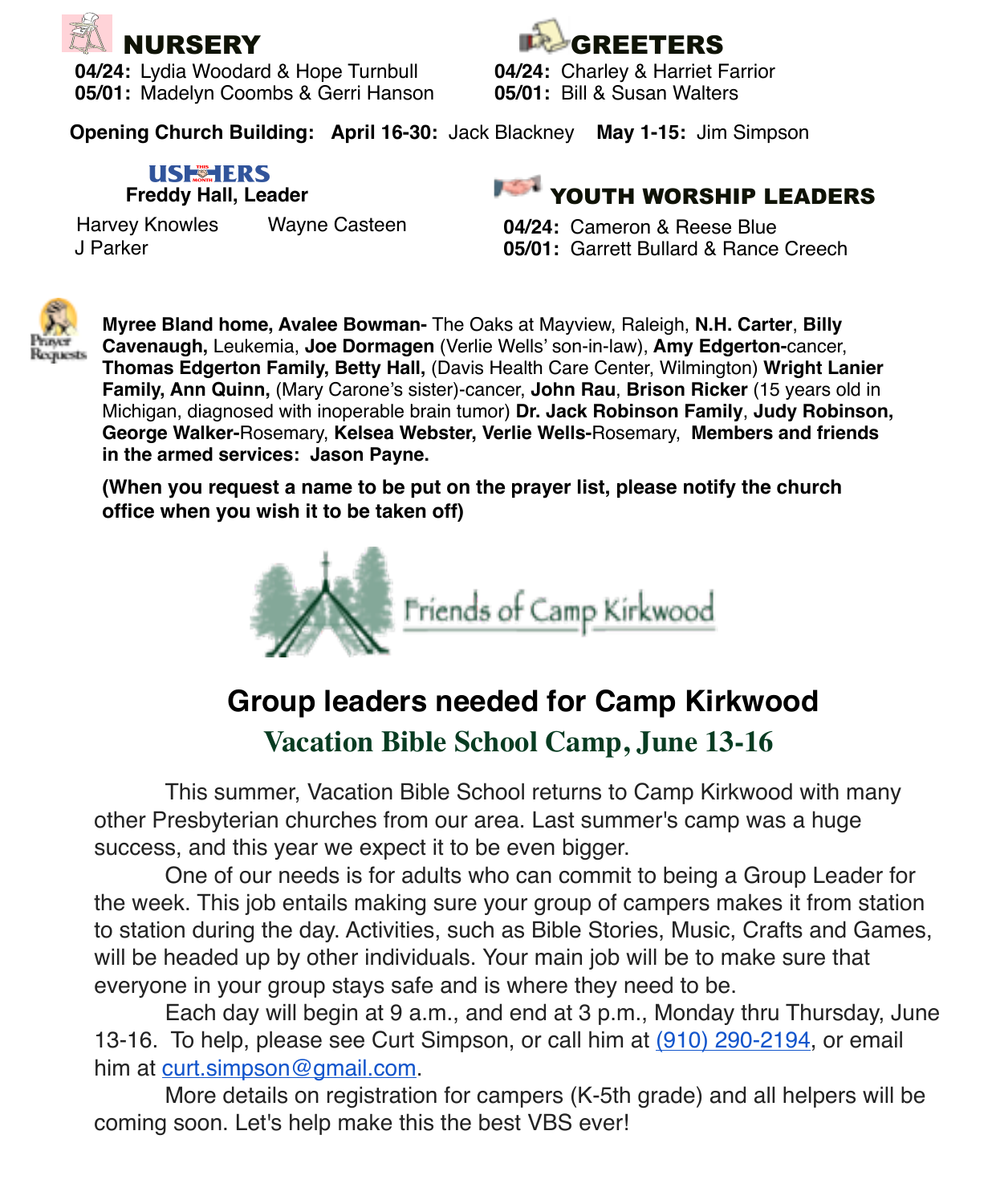## NURSERY

**04/24:** Lydia Woodard & Hope Turnbull
**05/01:** Madelyn Coombs & Gerri Hanson

## GREETERS

**04/24:** Charley & Harriet Farrior
**05/01:** Bill & Susan Walters

**Opening Church Building: April 16-30:** Jack Blackney **May 1-15:** Jim Simpson

## USHERS

**Freddy Hall, Leader**

Harvey Knowles
Wayne Casteen
J Parker

## YOUTH WORSHIP LEADERS

**04/24:** Cameron & Reese Blue
**05/01:** Garrett Bullard & Rance Creech

Prayer Requests

**Myree Bland home, Avalee Bowman-** The Oaks at Mayview, Raleigh, **N.H. Carter**, **Billy Cavenaugh,** Leukemia, **Joe Dormagen** (Verlie Wells' son-in-law), **Amy Edgerton-**cancer, **Thomas Edgerton Family, Betty Hall,** (Davis Health Care Center, Wilmington) **Wright Lanier Family, Ann Quinn,** (Mary Carone's sister)-cancer, **John Rau**, **Brison Ricker** (15 years old in Michigan, diagnosed with inoperable brain tumor) **Dr. Jack Robinson Family**, **Judy Robinson, George Walker-**Rosemary, **Kelsea Webster, Verlie Wells-**Rosemary, **Members and friends in the armed services: Jason Payne.**

**(When you request a name to be put on the prayer list, please notify the church office when you wish it to be taken off)**

Friends of Camp Kirkwood

## Group leaders needed for Camp Kirkwood

### Vacation Bible School Camp, June 13-16

This summer, Vacation Bible School returns to Camp Kirkwood with many other Presbyterian churches from our area. Last summer's camp was a huge success, and this year we expect it to be even bigger.

One of our needs is for adults who can commit to being a Group Leader for the week. This job entails making sure your group of campers makes it from station to station during the day. Activities, such as Bible Stories, Music, Crafts and Games, will be headed up by other individuals. Your main job will be to make sure that everyone in your group stays safe and is where they need to be.

Each day will begin at 9 a.m., and end at 3 p.m., Monday thru Thursday, June 13-16. To help, please see Curt Simpson, or call him at (910) 290-2194, or email him at curt.simpson@gmail.com.

More details on registration for campers (K-5th grade) and all helpers will be coming soon. Let's help make this the best VBS ever!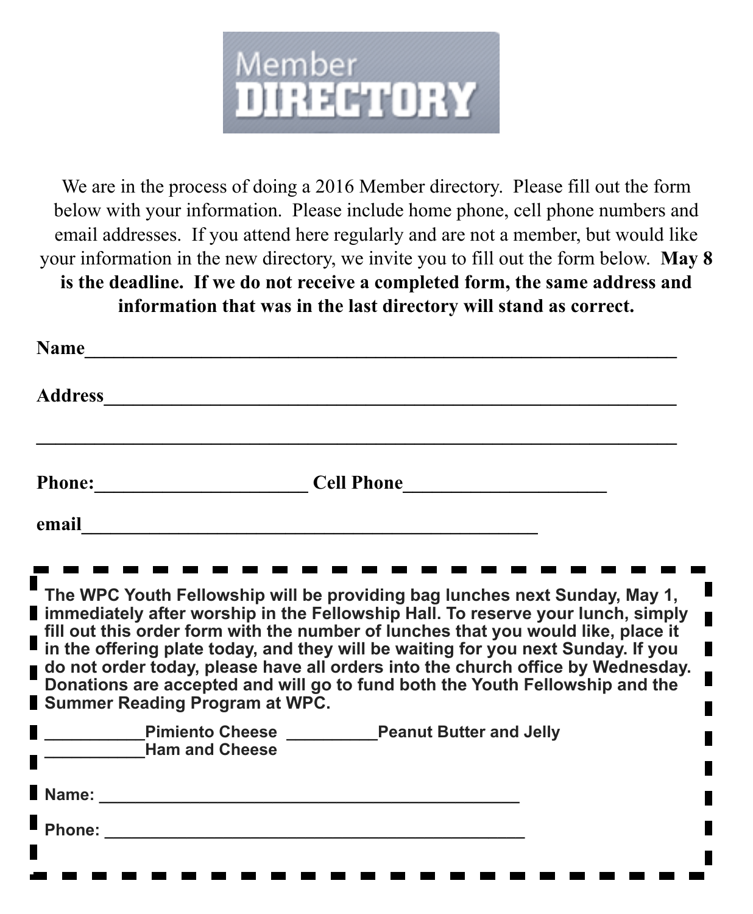# Member DIRECTORY

We are in the process of doing a 2016 Member directory. Please fill out the form below with your information. Please include home phone, cell phone numbers and email addresses. If you attend here regularly and are not a member, but would like your information in the new directory, we invite you to fill out the form below. **May 8 is the deadline. If we do not receive a completed form, the same address and information that was in the last directory will stand as correct.**

**Name**_______________________________________________________________

**Address**_____________________________________________________________

_____________________________________________________________________

**Phone:**______________________ **Cell Phone**_____________________

**email**_______________________________________________

---

**The WPC Youth Fellowship will be providing bag lunches next Sunday, May 1, immediately after worship in the Fellowship Hall. To reserve your lunch, simply fill out this order form with the number of lunches that you would like, place it in the offering plate today, and they will be waiting for you next Sunday. If you do not order today, please have all orders into the church office by Wednesday. Donations are accepted and will go to fund both the Youth Fellowship and the Summer Reading Program at WPC.**

**___________Pimiento Cheese __________Peanut Butter and Jelly**
**___________Ham and Cheese**

**Name:** ____________________________________________

**Phone:** ____________________________________________